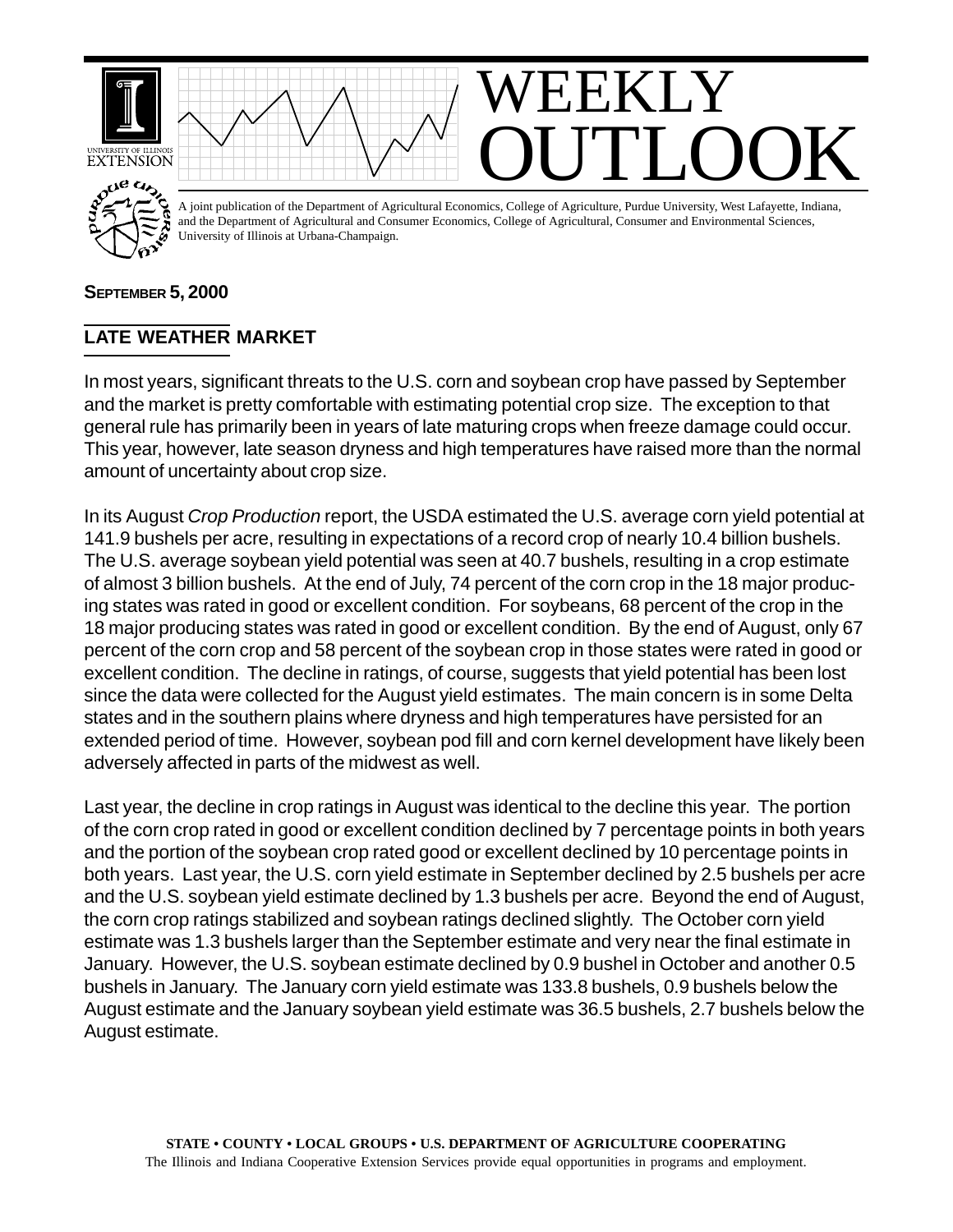# WEEKLY OUTLOOK

A joint publication of the Department of Agricultural Economics, College of Agriculture, Purdue University, West Lafayette, Indiana, and the Department of Agricultural and Consumer Economics, College of Agricultural, Consumer and Environmental Sciences, University of Illinois at Urbana-Champaign.

**SEPTEMBER 5, 2000**

## LATE WEATHER MARKET

In most years, significant threats to the U.S. corn and soybean crop have passed by September and the market is pretty comfortable with estimating potential crop size. The exception to that general rule has primarily been in years of late maturing crops when freeze damage could occur. This year, however, late season dryness and high temperatures have raised more than the normal amount of uncertainty about crop size.

In its August *Crop Production* report, the USDA estimated the U.S. average corn yield potential at 141.9 bushels per acre, resulting in expectations of a record crop of nearly 10.4 billion bushels. The U.S. average soybean yield potential was seen at 40.7 bushels, resulting in a crop estimate of almost 3 billion bushels. At the end of July, 74 percent of the corn crop in the 18 major producing states was rated in good or excellent condition. For soybeans, 68 percent of the crop in the 18 major producing states was rated in good or excellent condition. By the end of August, only 67 percent of the corn crop and 58 percent of the soybean crop in those states were rated in good or excellent condition. The decline in ratings, of course, suggests that yield potential has been lost since the data were collected for the August yield estimates. The main concern is in some Delta states and in the southern plains where dryness and high temperatures have persisted for an extended period of time. However, soybean pod fill and corn kernel development have likely been adversely affected in parts of the midwest as well.

Last year, the decline in crop ratings in August was identical to the decline this year. The portion of the corn crop rated in good or excellent condition declined by 7 percentage points in both years and the portion of the soybean crop rated good or excellent declined by 10 percentage points in both years. Last year, the U.S. corn yield estimate in September declined by 2.5 bushels per acre and the U.S. soybean yield estimate declined by 1.3 bushels per acre. Beyond the end of August, the corn crop ratings stabilized and soybean ratings declined slightly. The October corn yield estimate was 1.3 bushels larger than the September estimate and very near the final estimate in January. However, the U.S. soybean estimate declined by 0.9 bushel in October and another 0.5 bushels in January. The January corn yield estimate was 133.8 bushels, 0.9 bushels below the August estimate and the January soybean yield estimate was 36.5 bushels, 2.7 bushels below the August estimate.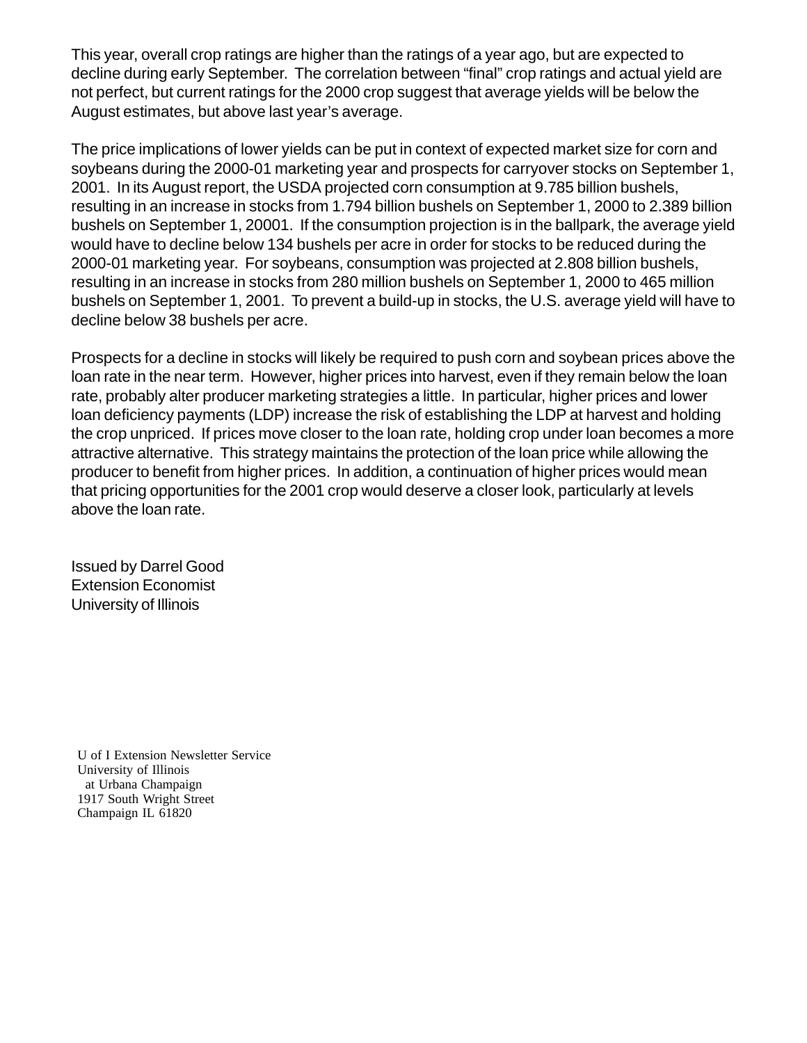This year, overall crop ratings are higher than the ratings of a year ago, but are expected to decline during early September. The correlation between “final” crop ratings and actual yield are not perfect, but current ratings for the 2000 crop suggest that average yields will be below the August estimates, but above last year’s average.

The price implications of lower yields can be put in context of expected market size for corn and soybeans during the 2000-01 marketing year and prospects for carryover stocks on September 1, 2001. In its August report, the USDA projected corn consumption at 9.785 billion bushels, resulting in an increase in stocks from 1.794 billion bushels on September 1, 2000 to 2.389 billion bushels on September 1, 20001. If the consumption projection is in the ballpark, the average yield would have to decline below 134 bushels per acre in order for stocks to be reduced during the 2000-01 marketing year. For soybeans, consumption was projected at 2.808 billion bushels, resulting in an increase in stocks from 280 million bushels on September 1, 2000 to 465 million bushels on September 1, 2001. To prevent a build-up in stocks, the U.S. average yield will have to decline below 38 bushels per acre.

Prospects for a decline in stocks will likely be required to push corn and soybean prices above the loan rate in the near term. However, higher prices into harvest, even if they remain below the loan rate, probably alter producer marketing strategies a little. In particular, higher prices and lower loan deficiency payments (LDP) increase the risk of establishing the LDP at harvest and holding the crop unpriced. If prices move closer to the loan rate, holding crop under loan becomes a more attractive alternative. This strategy maintains the protection of the loan price while allowing the producer to benefit from higher prices. In addition, a continuation of higher prices would mean that pricing opportunities for the 2001 crop would deserve a closer look, particularly at levels above the loan rate.

Issued by Darrel Good
Extension Economist
University of Illinois

U of I Extension Newsletter Service
University of Illinois
at Urbana Champaign
1917 South Wright Street
Champaign IL 61820